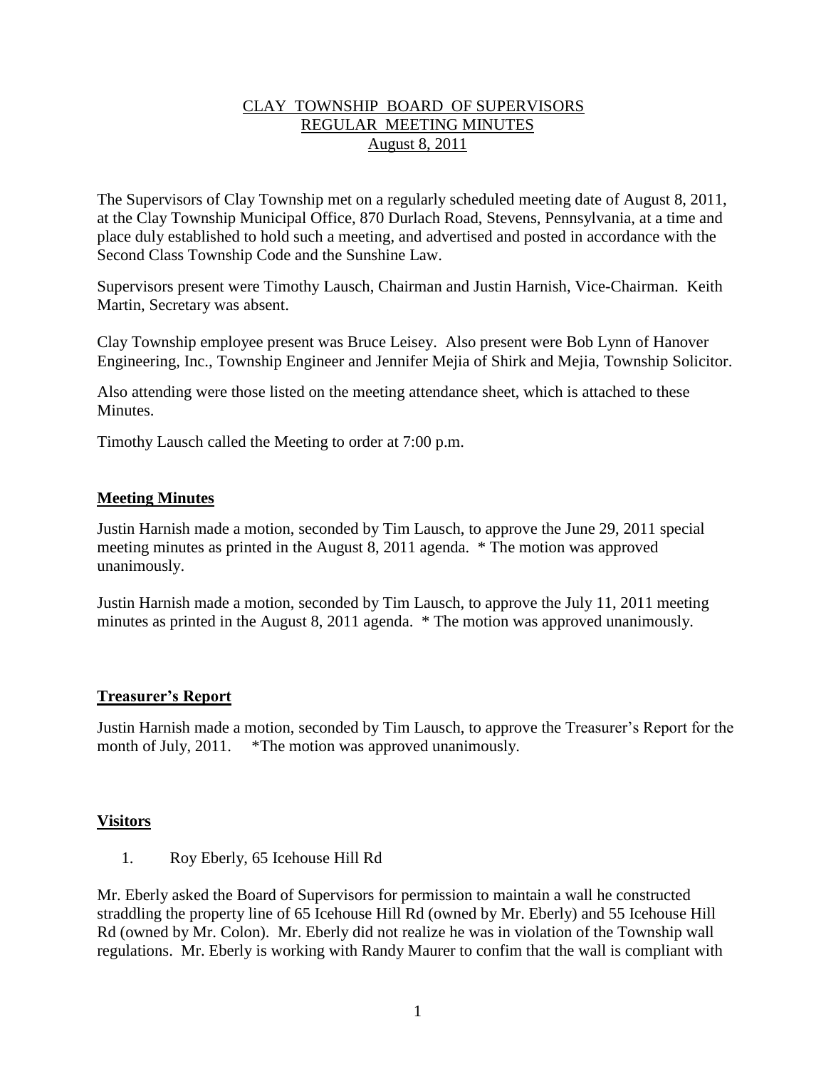# CLAY TOWNSHIP BOARD OF SUPERVISORS
## REGULAR MEETING MINUTES
### August 8, 2011

The Supervisors of Clay Township met on a regularly scheduled meeting date of August 8, 2011, at the Clay Township Municipal Office, 870 Durlach Road, Stevens, Pennsylvania, at a time and place duly established to hold such a meeting, and advertised and posted in accordance with the Second Class Township Code and the Sunshine Law.

Supervisors present were Timothy Lausch, Chairman and Justin Harnish, Vice-Chairman. Keith Martin, Secretary was absent.

Clay Township employee present was Bruce Leisey. Also present were Bob Lynn of Hanover Engineering, Inc., Township Engineer and Jennifer Mejia of Shirk and Mejia, Township Solicitor.

Also attending were those listed on the meeting attendance sheet, which is attached to these Minutes.

Timothy Lausch called the Meeting to order at 7:00 p.m.

## Meeting Minutes

Justin Harnish made a motion, seconded by Tim Lausch, to approve the June 29, 2011 special meeting minutes as printed in the August 8, 2011 agenda. * The motion was approved unanimously.

Justin Harnish made a motion, seconded by Tim Lausch, to approve the July 11, 2011 meeting minutes as printed in the August 8, 2011 agenda. * The motion was approved unanimously.

## Treasurer's Report

Justin Harnish made a motion, seconded by Tim Lausch, to approve the Treasurer's Report for the month of July, 2011. *The motion was approved unanimously.

## Visitors

1. Roy Eberly, 65 Icehouse Hill Rd

Mr. Eberly asked the Board of Supervisors for permission to maintain a wall he constructed straddling the property line of 65 Icehouse Hill Rd (owned by Mr. Eberly) and 55 Icehouse Hill Rd (owned by Mr. Colon). Mr. Eberly did not realize he was in violation of the Township wall regulations. Mr. Eberly is working with Randy Maurer to confim that the wall is compliant with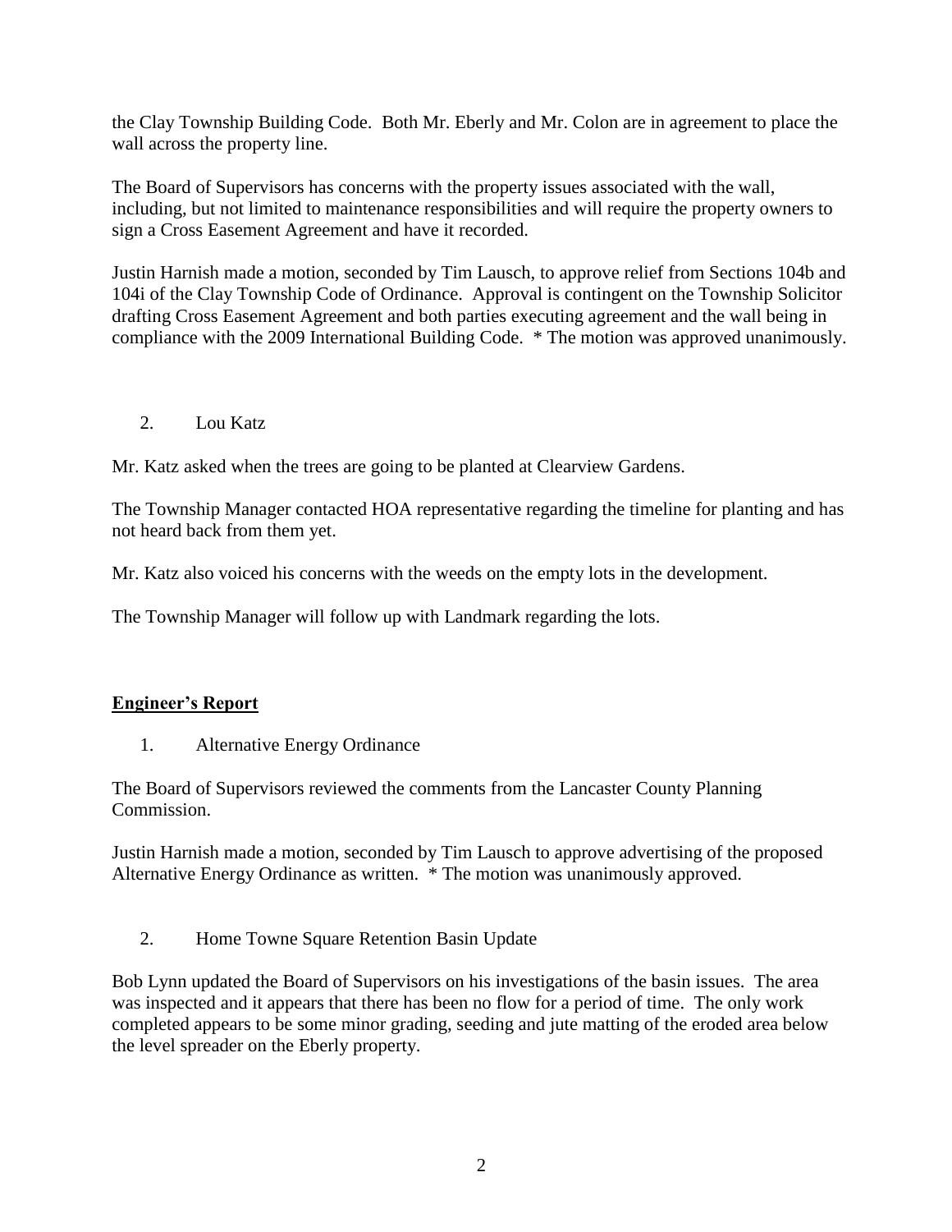the Clay Township Building Code. Both Mr. Eberly and Mr. Colon are in agreement to place the wall across the property line.

The Board of Supervisors has concerns with the property issues associated with the wall, including, but not limited to maintenance responsibilities and will require the property owners to sign a Cross Easement Agreement and have it recorded.

Justin Harnish made a motion, seconded by Tim Lausch, to approve relief from Sections 104b and 104i of the Clay Township Code of Ordinance. Approval is contingent on the Township Solicitor drafting Cross Easement Agreement and both parties executing agreement and the wall being in compliance with the 2009 International Building Code. * The motion was approved unanimously.

2. Lou Katz

Mr. Katz asked when the trees are going to be planted at Clearview Gardens.

The Township Manager contacted HOA representative regarding the timeline for planting and has not heard back from them yet.

Mr. Katz also voiced his concerns with the weeds on the empty lots in the development.

The Township Manager will follow up with Landmark regarding the lots.

## **Engineer's Report**

1. Alternative Energy Ordinance

The Board of Supervisors reviewed the comments from the Lancaster County Planning Commission.

Justin Harnish made a motion, seconded by Tim Lausch to approve advertising of the proposed Alternative Energy Ordinance as written. * The motion was unanimously approved.

2. Home Towne Square Retention Basin Update

Bob Lynn updated the Board of Supervisors on his investigations of the basin issues. The area was inspected and it appears that there has been no flow for a period of time. The only work completed appears to be some minor grading, seeding and jute matting of the eroded area below the level spreader on the Eberly property.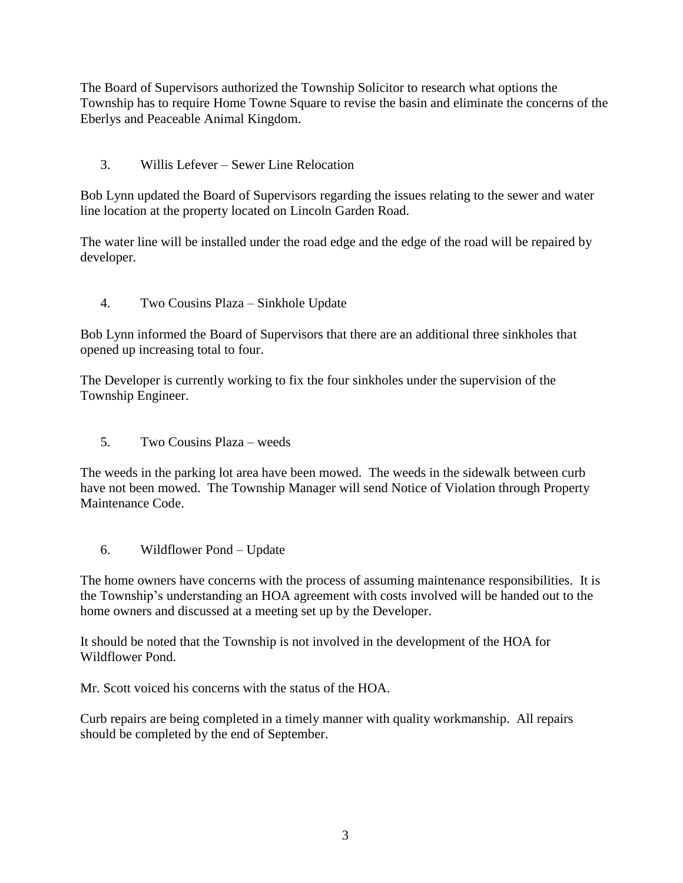The Board of Supervisors authorized the Township Solicitor to research what options the Township has to require Home Towne Square to revise the basin and eliminate the concerns of the Eberlys and Peaceable Animal Kingdom.

3. Willis Lefever – Sewer Line Relocation

Bob Lynn updated the Board of Supervisors regarding the issues relating to the sewer and water line location at the property located on Lincoln Garden Road.

The water line will be installed under the road edge and the edge of the road will be repaired by developer.

4. Two Cousins Plaza – Sinkhole Update

Bob Lynn informed the Board of Supervisors that there are an additional three sinkholes that opened up increasing total to four.

The Developer is currently working to fix the four sinkholes under the supervision of the Township Engineer.

5. Two Cousins Plaza – weeds

The weeds in the parking lot area have been mowed. The weeds in the sidewalk between curb have not been mowed. The Township Manager will send Notice of Violation through Property Maintenance Code.

6. Wildflower Pond – Update

The home owners have concerns with the process of assuming maintenance responsibilities. It is the Township's understanding an HOA agreement with costs involved will be handed out to the home owners and discussed at a meeting set up by the Developer.

It should be noted that the Township is not involved in the development of the HOA for Wildflower Pond.

Mr. Scott voiced his concerns with the status of the HOA.

Curb repairs are being completed in a timely manner with quality workmanship. All repairs should be completed by the end of September.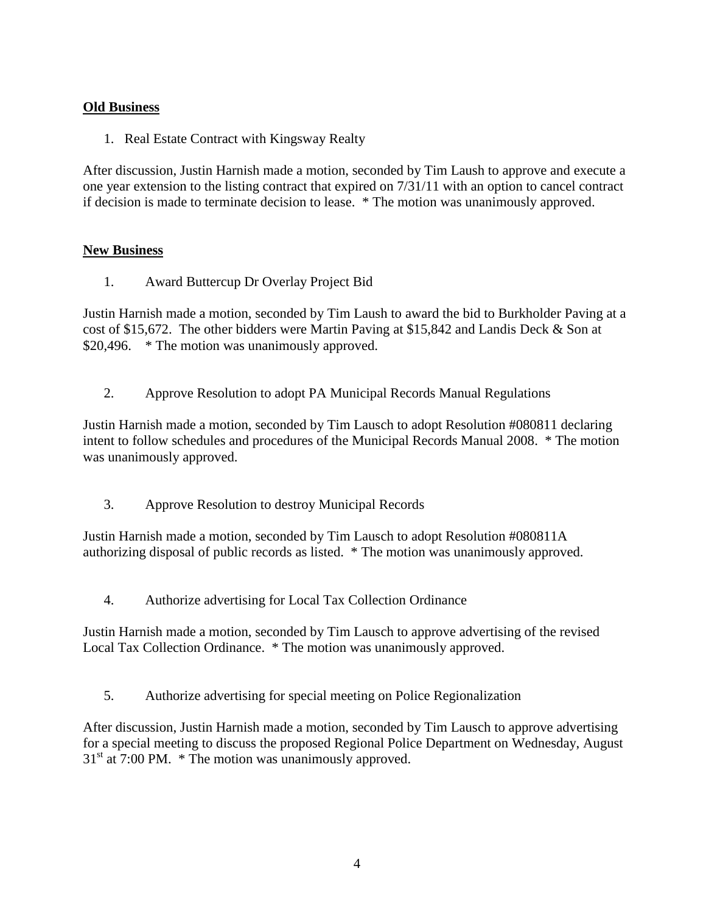**Old Business**

1. Real Estate Contract with Kingsway Realty

After discussion, Justin Harnish made a motion, seconded by Tim Laush to approve and execute a one year extension to the listing contract that expired on 7/31/11 with an option to cancel contract if decision is made to terminate decision to lease. * The motion was unanimously approved.

**New Business**

1. Award Buttercup Dr Overlay Project Bid

Justin Harnish made a motion, seconded by Tim Laush to award the bid to Burkholder Paving at a cost of $15,672. The other bidders were Martin Paving at $15,842 and Landis Deck & Son at $20,496. * The motion was unanimously approved.

2. Approve Resolution to adopt PA Municipal Records Manual Regulations

Justin Harnish made a motion, seconded by Tim Lausch to adopt Resolution #080811 declaring intent to follow schedules and procedures of the Municipal Records Manual 2008. * The motion was unanimously approved.

3. Approve Resolution to destroy Municipal Records

Justin Harnish made a motion, seconded by Tim Lausch to adopt Resolution #080811A authorizing disposal of public records as listed. * The motion was unanimously approved.

4. Authorize advertising for Local Tax Collection Ordinance

Justin Harnish made a motion, seconded by Tim Lausch to approve advertising of the revised Local Tax Collection Ordinance. * The motion was unanimously approved.

5. Authorize advertising for special meeting on Police Regionalization

After discussion, Justin Harnish made a motion, seconded by Tim Lausch to approve advertising for a special meeting to discuss the proposed Regional Police Department on Wednesday, August 31st at 7:00 PM. * The motion was unanimously approved.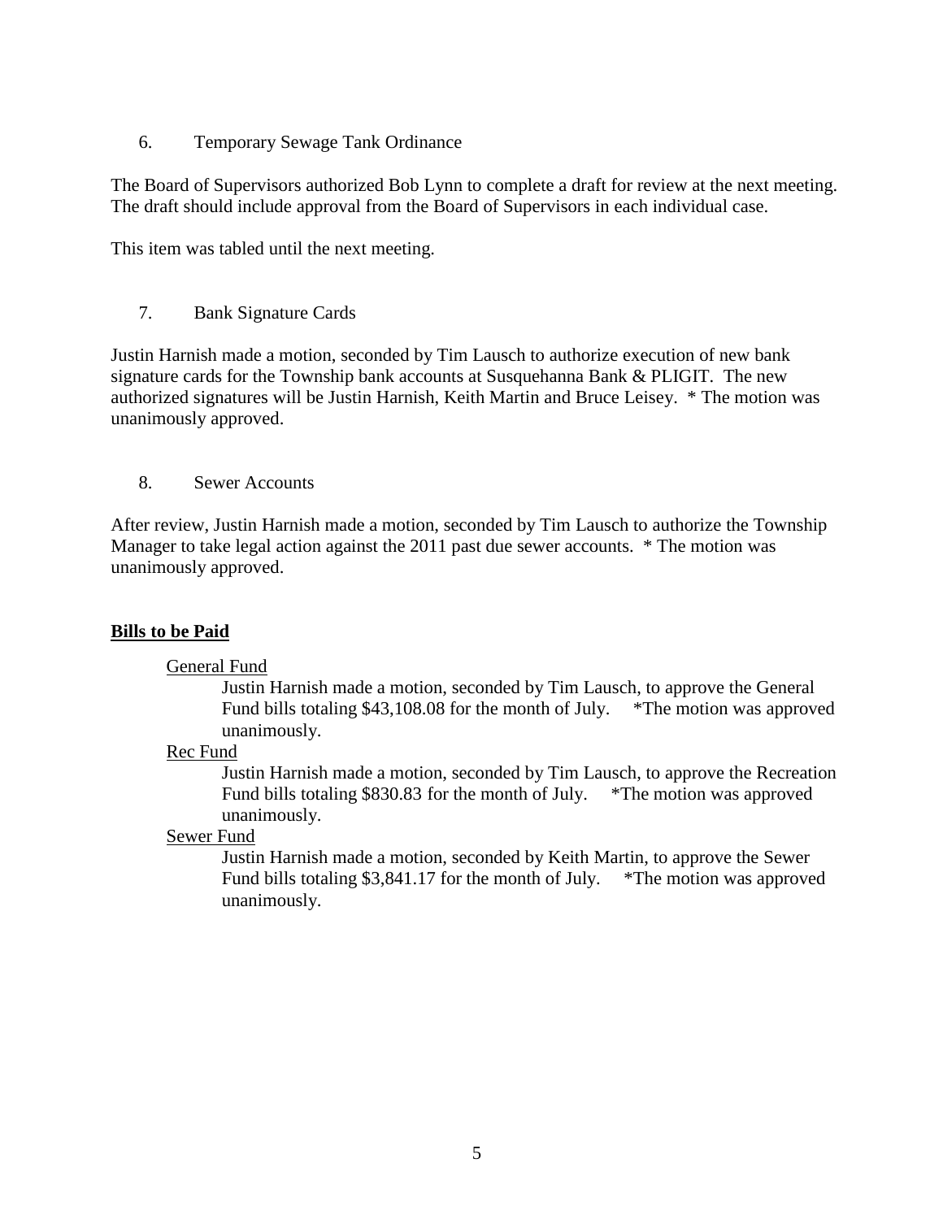6. Temporary Sewage Tank Ordinance

The Board of Supervisors authorized Bob Lynn to complete a draft for review at the next meeting. The draft should include approval from the Board of Supervisors in each individual case.

This item was tabled until the next meeting.

7. Bank Signature Cards

Justin Harnish made a motion, seconded by Tim Lausch to authorize execution of new bank signature cards for the Township bank accounts at Susquehanna Bank & PLIGIT. The new authorized signatures will be Justin Harnish, Keith Martin and Bruce Leisey. * The motion was unanimously approved.

8. Sewer Accounts

After review, Justin Harnish made a motion, seconded by Tim Lausch to authorize the Township Manager to take legal action against the 2011 past due sewer accounts. * The motion was unanimously approved.

**<u>Bills to be Paid</u>**

<u>General Fund</u>

Justin Harnish made a motion, seconded by Tim Lausch, to approve the General Fund bills totaling $43,108.08 for the month of July. *The motion was approved unanimously.

<u>Rec Fund</u>

Justin Harnish made a motion, seconded by Tim Lausch, to approve the Recreation Fund bills totaling $830.83 for the month of July. *The motion was approved unanimously.

<u>Sewer Fund</u>

Justin Harnish made a motion, seconded by Keith Martin, to approve the Sewer Fund bills totaling $3,841.17 for the month of July. *The motion was approved unanimously.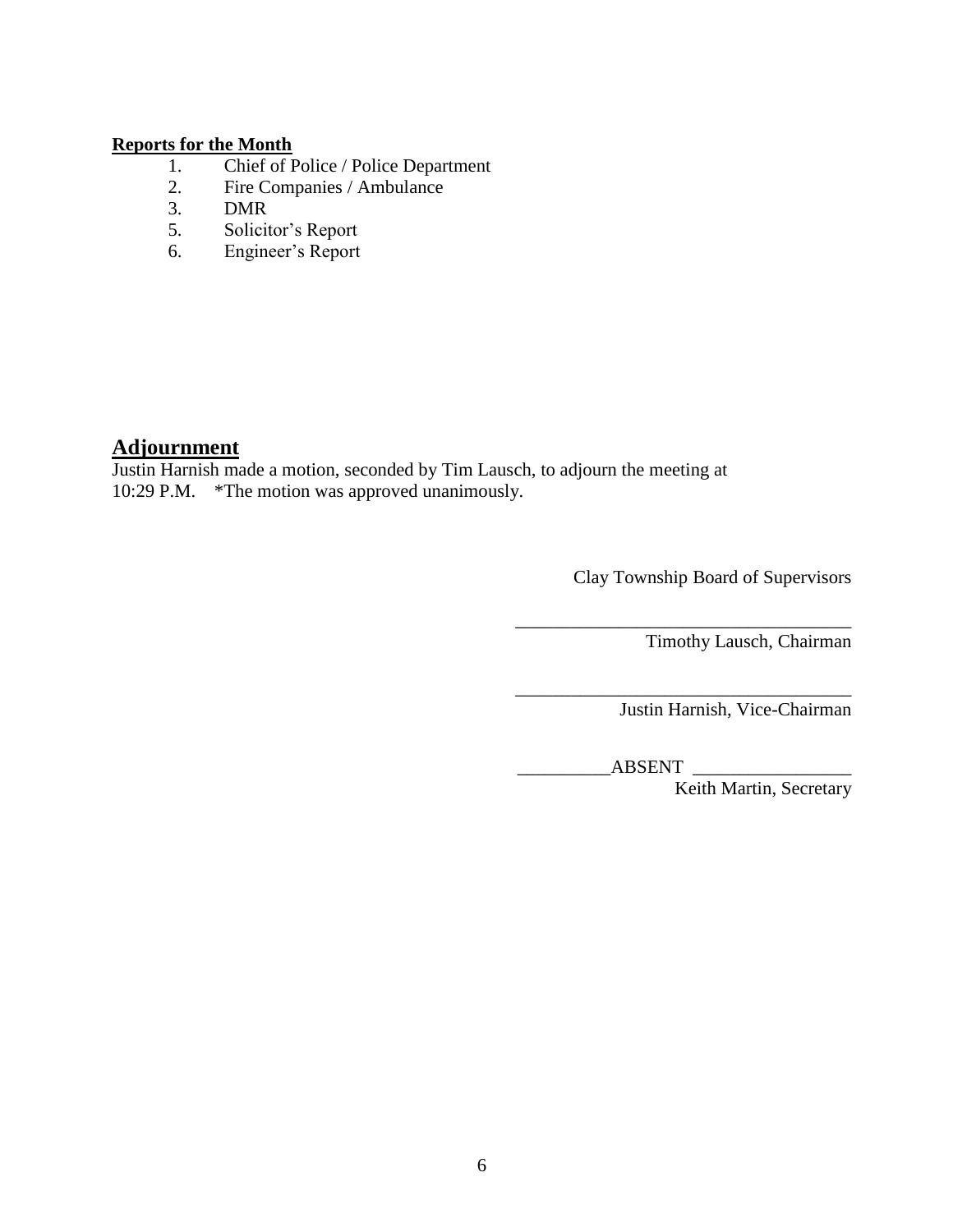**Reports for the Month**

1. Chief of Police / Police Department
2. Fire Companies / Ambulance
3. DMR
5. Solicitor's Report
6. Engineer's Report

## Adjournment

Justin Harnish made a motion, seconded by Tim Lausch, to adjourn the meeting at 10:29 P.M. *The motion was approved unanimously.

Clay Township Board of Supervisors

\_\_\_\_\_\_\_\_\_\_\_\_\_\_\_\_\_\_\_\_\_\_\_\_\_\_\_\_\_\_\_\_\_\_\_\_\_\_
Timothy Lausch, Chairman

\_\_\_\_\_\_\_\_\_\_\_\_\_\_\_\_\_\_\_\_\_\_\_\_\_\_\_\_\_\_\_\_\_\_\_\_\_\_
Justin Harnish, Vice-Chairman

\_\_\_\_\_\_\_\_\_\_ABSENT \_\_\_\_\_\_\_\_\_\_\_\_\_\_\_\_\_
Keith Martin, Secretary